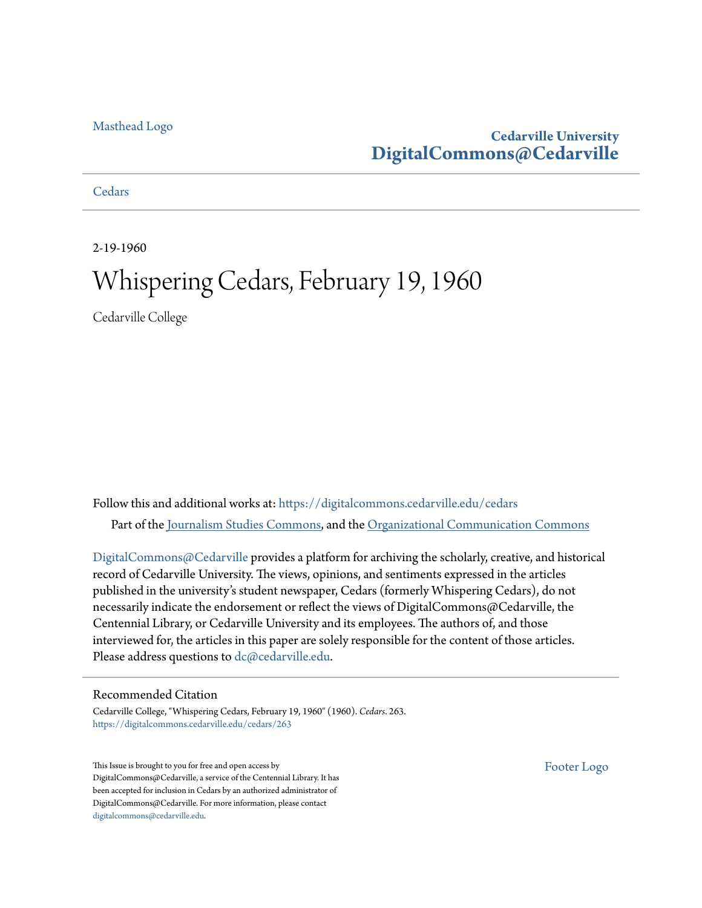Masthead Logo

**Cedarville University**
**DigitalCommons@Cedarville**

Cedars

2-19-1960

# Whispering Cedars, February 19, 1960

Cedarville College

Follow this and additional works at: https://digitalcommons.cedarville.edu/cedars

Part of the Journalism Studies Commons, and the Organizational Communication Commons

DigitalCommons@Cedarville provides a platform for archiving the scholarly, creative, and historical record of Cedarville University. The views, opinions, and sentiments expressed in the articles published in the university's student newspaper, Cedars (formerly Whispering Cedars), do not necessarily indicate the endorsement or reflect the views of DigitalCommons@Cedarville, the Centennial Library, or Cedarville University and its employees. The authors of, and those interviewed for, the articles in this paper are solely responsible for the content of those articles. Please address questions to dc@cedarville.edu.

## Recommended Citation

Cedarville College, "Whispering Cedars, February 19, 1960" (1960). *Cedars*. 263.
https://digitalcommons.cedarville.edu/cedars/263

This Issue is brought to you for free and open access by DigitalCommons@Cedarville, a service of the Centennial Library. It has been accepted for inclusion in Cedars by an authorized administrator of DigitalCommons@Cedarville. For more information, please contact digitalcommons@cedarville.edu.

Footer Logo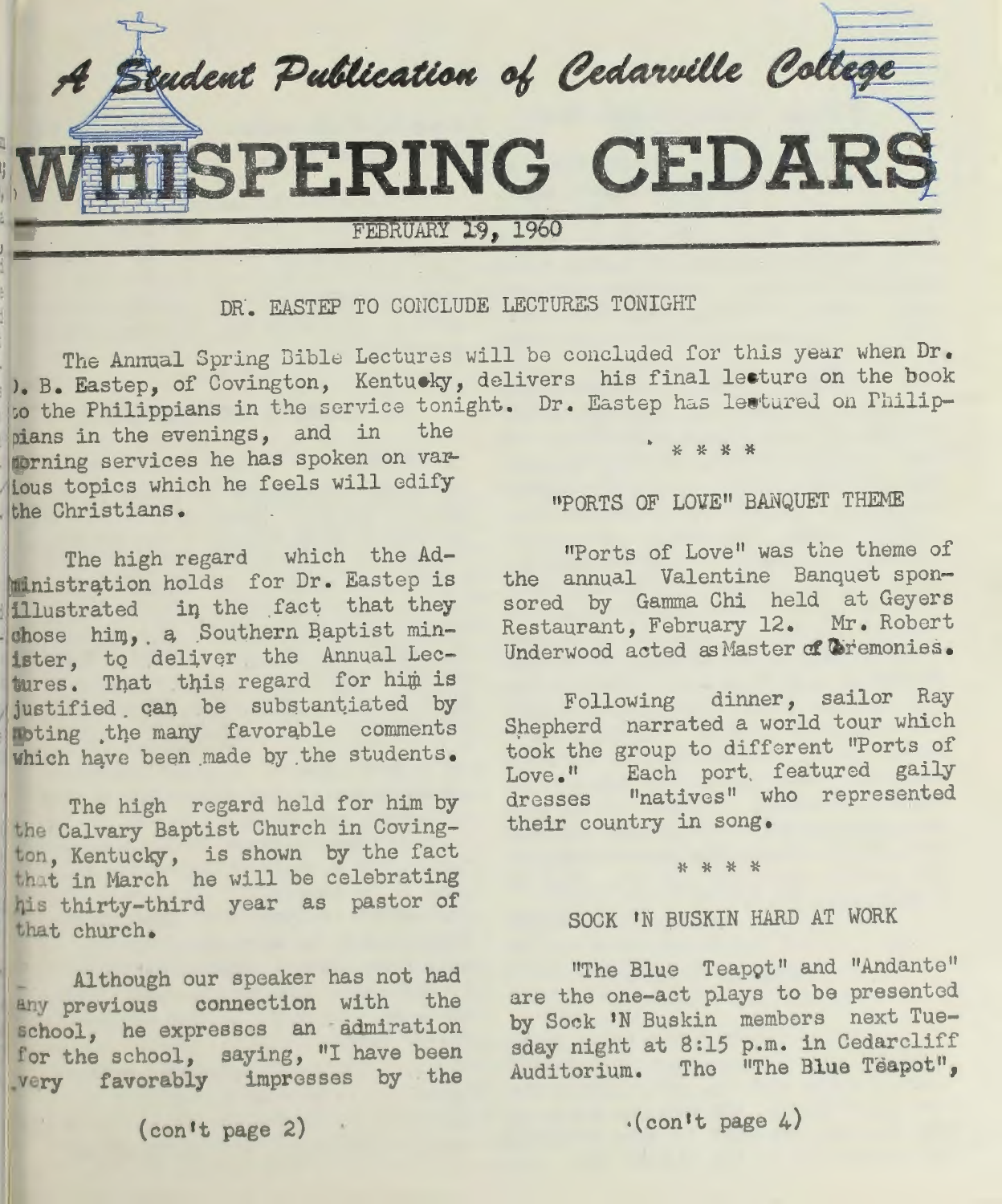A Student Publication of Cedarville College

# WHISPERING CEDARS

FEBRUARY 19, 1960

## DR. EASTEP TO CONCLUDE LECTURES TONIGHT

The Annual Spring Bible Lectures will be concluded for this year when Dr. D. B. Eastep, of Covington, Kentucky, delivers his final lecture on the book to the Philippians in the service tonight. Dr. Eastep has lectured on Philippians in the evenings, and in the morning services he has spoken on various topics which he feels will edify the Christians.

The high regard which the Administration holds for Dr. Eastep is illustrated in the fact that they chose him, a Southern Baptist minister, to deliver the Annual Lectures. That this regard for him is justified can be substantiated by noting the many favorable comments which have been made by the students.

The high regard held for him by the Calvary Baptist Church in Covington, Kentucky, is shown by the fact that in March he will be celebrating his thirty-third year as pastor of that church.

Although our speaker has not had any previous connection with the school, he expresses an admiration for the school, saying, "I have been very favorably impresses by the

(con't page 2)

* * * *

## "PORTS OF LOVE" BANQUET THEME

"Ports of Love" was the theme of the annual Valentine Banquet sponsored by Gamma Chi held at Geyers Restaurant, February 12. Mr. Robert Underwood acted as Master of Ceremonies.

Following dinner, sailor Ray Shepherd narrated a world tour which took the group to different "Ports of Love." Each port featured gaily dresses "natives" who represented their country in song.

* * * *

## SOCK 'N BUSKIN HARD AT WORK

"The Blue Teapot" and "Andante" are the one-act plays to be presented by Sock 'N Buskin members next Tuesday night at 8:15 p.m. in Cedarcliff Auditorium. The "The Blue Teapot",

(con't page 4)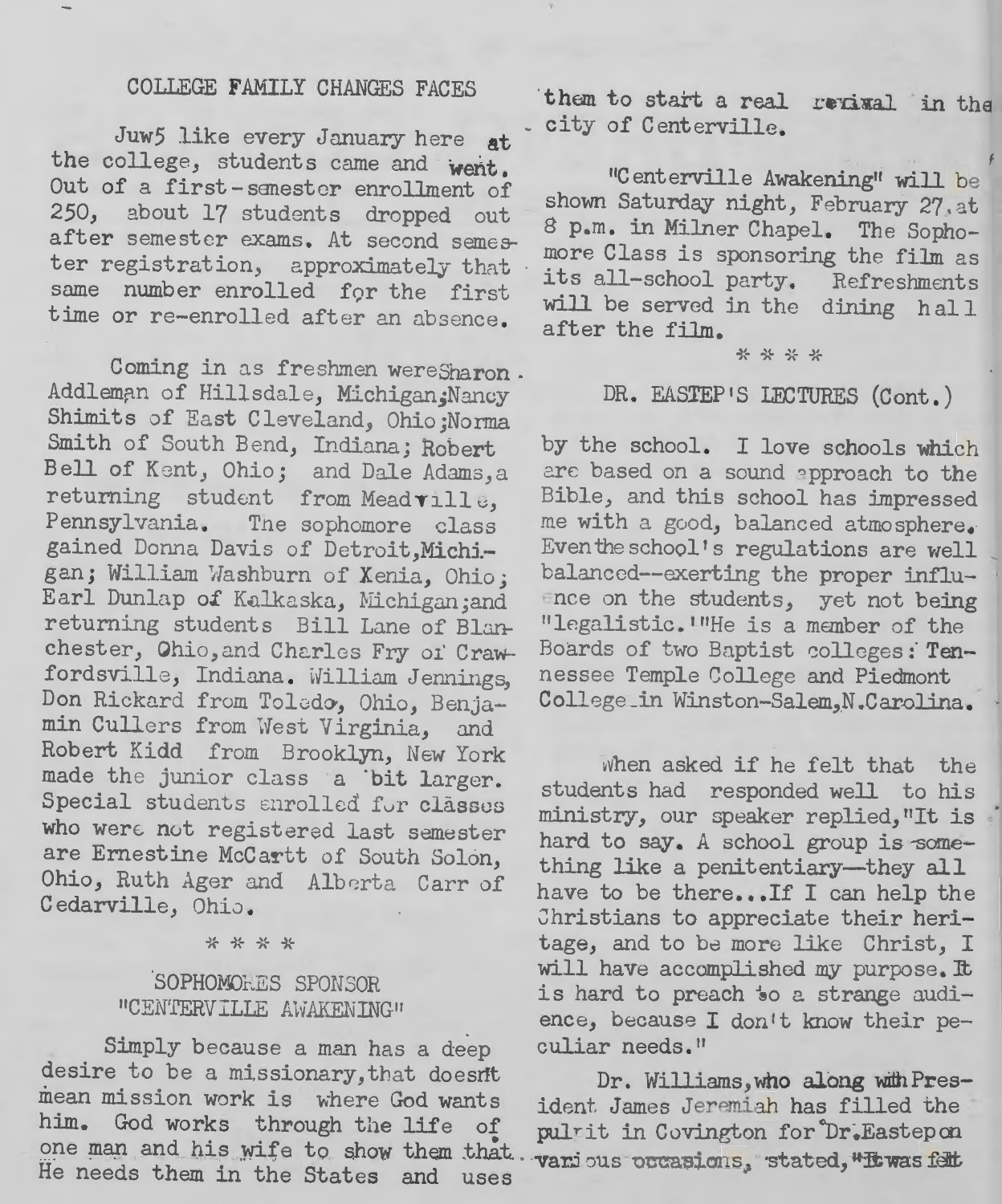## COLLEGE FAMILY CHANGES FACES

Juw5 like every January here at the college, students came and went. Out of a first-semester enrollment of 250, about 17 students dropped out after semester exams. At second semester registration, approximately that same number enrolled for the first time or re-enrolled after an absence.

Coming in as freshmen were Sharon Addleman of Hillsdale, Michigan; Nancy Shimits of East Cleveland, Ohio; Norma Smith of South Bend, Indiana; Robert Bell of Kent, Ohio; and Dale Adams, a returning student from Meadville, Pennsylvania. The sophomore class gained Donna Davis of Detroit, Michigan; William Washburn of Xenia, Ohio; Earl Dunlap of Kalkaska, Michigan; and returning students Bill Lane of Blanchester, Ohio, and Charles Fry of Crawfordsville, Indiana. William Jennings, Don Rickard from Toledo, Ohio, Benjamin Cullers from West Virginia, and Robert Kidd from Brooklyn, New York made the junior class a bit larger. Special students enrolled for classes who were not registered last semester are Ernestine McCartt of South Solon, Ohio, Ruth Ager and Alberta Carr of Cedarville, Ohio.

* * * *

## SOPHOMORES SPONSOR "CENTERVILLE AWAKENING"

Simply because a man has a deep desire to be a missionary, that doesn't mean mission work is where God wants him. God works through the life of one man and his wife to show them that He needs them in the States and uses them to start a real revival in the city of Centerville.

"Centerville Awakening" will be shown Saturday night, February 27, at 8 p.m. in Milner Chapel. The Sophomore Class is sponsoring the film as its all-school party. Refreshments will be served in the dining hall after the film.

* * * *

## DR. EASTEP'S LECTURES (Cont.)

by the school. I love schools which are based on a sound approach to the Bible, and this school has impressed me with a good, balanced atmosphere. Even the school's regulations are well balanced--exerting the proper influence on the students, yet not being "legalistic.'"He is a member of the Boards of two Baptist colleges: Tennessee Temple College and Piedmont College in Winston-Salem, N.Carolina.

When asked if he felt that the students had responded well to his ministry, our speaker replied, "It is hard to say. A school group is something like a penitentiary—they all have to be there...If I can help the Christians to appreciate their heritage, and to be more like Christ, I will have accomplished my purpose. It is hard to preach to a strange audience, because I don't know their peculiar needs."

Dr. Williams, who along with President James Jeremiah has filled the pulpit in Covington for Dr. Eastep on various occasions, stated, "It was felt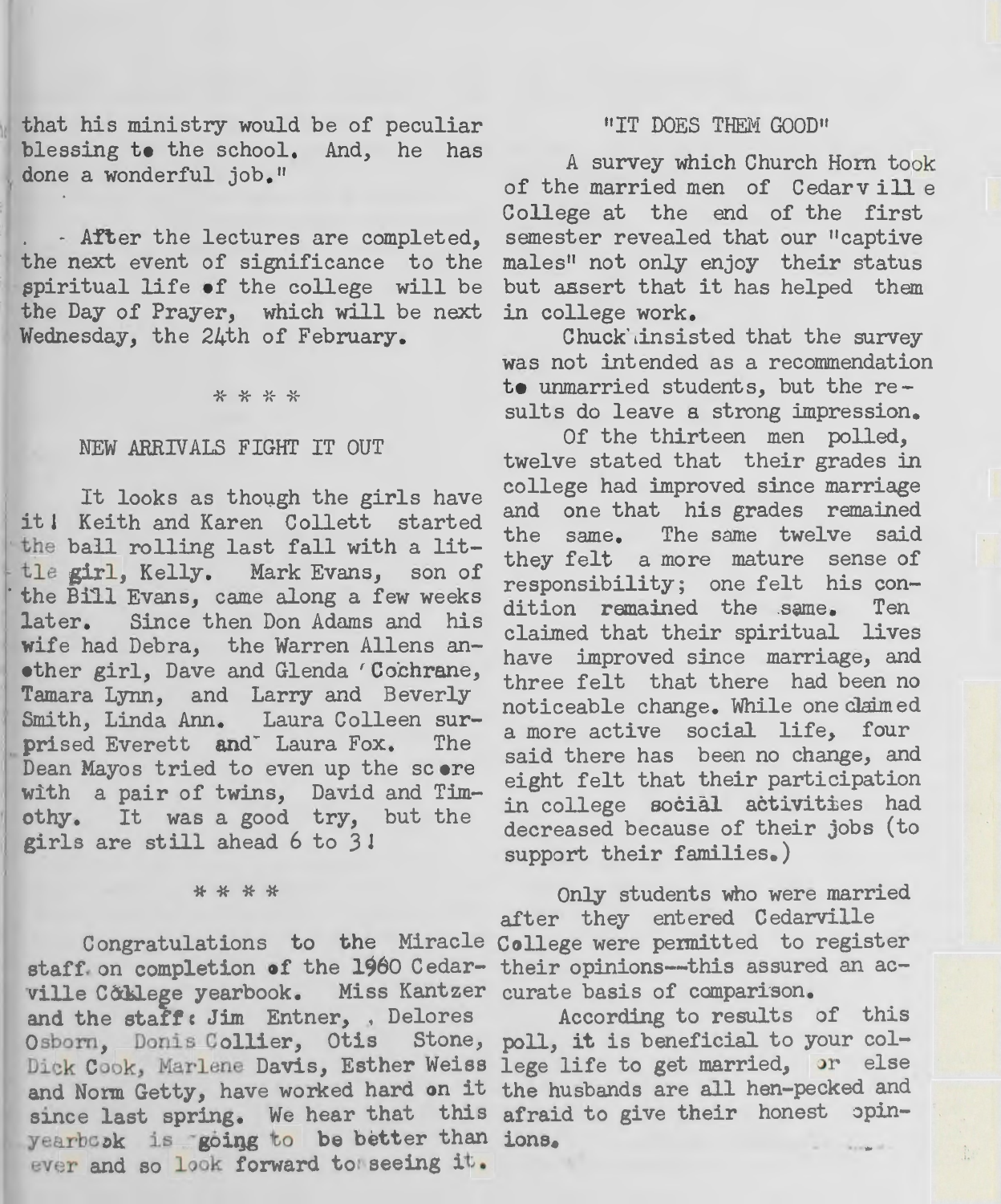that his ministry would be of peculiar blessing to the school. And, he has done a wonderful job."

After the lectures are completed, the next event of significance to the spiritual life of the college will be the Day of Prayer, which will be next Wednesday, the 24th of February.

* * * *

NEW ARRIVALS FIGHT IT OUT

It looks as though the girls have it! Keith and Karen Collett started the ball rolling last fall with a little girl, Kelly. Mark Evans, son of the Bill Evans, came along a few weeks later. Since then Don Adams and his wife had Debra, the Warren Allens another girl, Dave and Glenda Cochrane, Tamara Lynn, and Larry and Beverly Smith, Linda Ann. Laura Colleen surprised Everett and Laura Fox. The Dean Mayos tried to even up the score with a pair of twins, David and Timothy. It was a good try, but the girls are still ahead 6 to 3!

* * * *

Congratulations to the Miracle staff on completion of the 1960 Cedarville College yearbook. Miss Kantzer and the staff: Jim Entner, Delores Osborn, Donis Collier, Otis Stone, Dick Cook, Marlene Davis, Esther Weiss and Norm Getty, have worked hard on it since last spring. We hear that this yearbook is going to be better than ever and so look forward to seeing it.

"IT DOES THEM GOOD"

A survey which Church Horn took of the married men of Cedarville College at the end of the first semester revealed that our "captive males" not only enjoy their status but assert that it has helped them in college work.

Chuck insisted that the survey was not intended as a recommendation to unmarried students, but the results do leave a strong impression.

Of the thirteen men polled, twelve stated that their grades in college had improved since marriage and one that his grades remained the same. The same twelve said they felt a more mature sense of responsibility; one felt his condition remained the same. Ten claimed that their spiritual lives have improved since marriage, and three felt that there had been no noticeable change. While one claimed a more active social life, four said there has been no change, and eight felt that their participation in college social activities had decreased because of their jobs (to support their families.)

Only students who were married after they entered Cedarville College were permitted to register their opinions—this assured an accurate basis of comparison.

According to results of this poll, it is beneficial to your college life to get married, or else the husbands are all hen-pecked and afraid to give their honest opinions.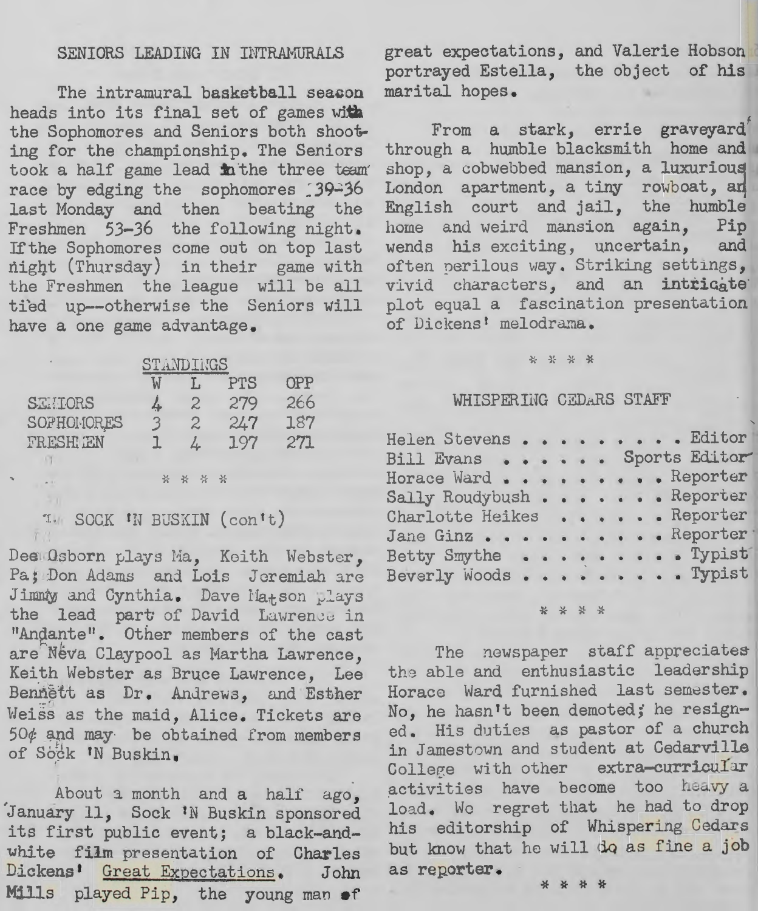## SENIORS LEADING IN INTRAMURALS

The intramural basketball season heads into its final set of games with the Sophomores and Seniors both shooting for the championship. The Seniors took a half game lead in the three team race by edging the sophomores 39-36 last Monday and then beating the Freshmen 53-36 the following night. If the Sophomores come out on top last night (Thursday) in their game with the Freshmen the league will be all tied up--otherwise the Seniors will have a one game advantage.

STANDINGS

| | W | L | PTS | OPP |
|---|---|---|---|---|
| SENIORS | 4 | 2 | 279 | 266 |
| SOPHOMORES | 3 | 2 | 247 | 187 |
| FRESHMEN | 1 | 4 | 197 | 271 |

* * * *

## SOCK 'N BUSKIN (con't)

Dee Osborn plays Ma, Keith Webster, Pa; Don Adams and Lois Jeremiah are Jimmy and Cynthia. Dave Matson plays the lead part of David Lawrence in "Andante". Other members of the cast are Neva Claypool as Martha Lawrence, Keith Webster as Bruce Lawrence, Lee Bennett as Dr. Andrews, and Esther Weiss as the maid, Alice. Tickets are 50¢ and may be obtained from members of Sock 'N Buskin.

About a month and a half ago, January 11, Sock 'N Buskin sponsored its first public event; a black-and-white film presentation of Charles Dickens' Great Expectations. John Mills played Pip, the young man of great expectations, and Valerie Hobson portrayed Estella, the object of his marital hopes.

From a stark, errie graveyard through a humble blacksmith home and shop, a cobwebbed mansion, a luxurious London apartment, a tiny rowboat, an English court and jail, the humble home and weird mansion again, Pip wends his exciting, uncertain, and often perilous way. Striking settings, vivid characters, and an intricate plot equal a fascination presentation of Dickens' melodrama.

* * * *

## WHISPERING CEDARS STAFF

Helen Stevens . . . . . . . . . . Editor
Bill Evans . . . . . . Sports Editor
Horace Ward . . . . . . . . . . Reporter
Sally Roudybush . . . . . . . . Reporter
Charlotte Heikes . . . . . . . Reporter
Jane Ginz . . . . . . . . . . . Reporter
Betty Smythe . . . . . . . . . . Typist
Beverly Woods . . . . . . . . . . Typist

* * * *

The newspaper staff appreciates the able and enthusiastic leadership Horace Ward furnished last semester. No, he hasn't been demoted; he resigned. His duties as pastor of a church in Jamestown and student at Cedarville College with other extra-curricular activities have become too heavy a load. We regret that he had to drop his editorship of Whispering Cedars but know that he will do as fine a job as reporter.

* * * *